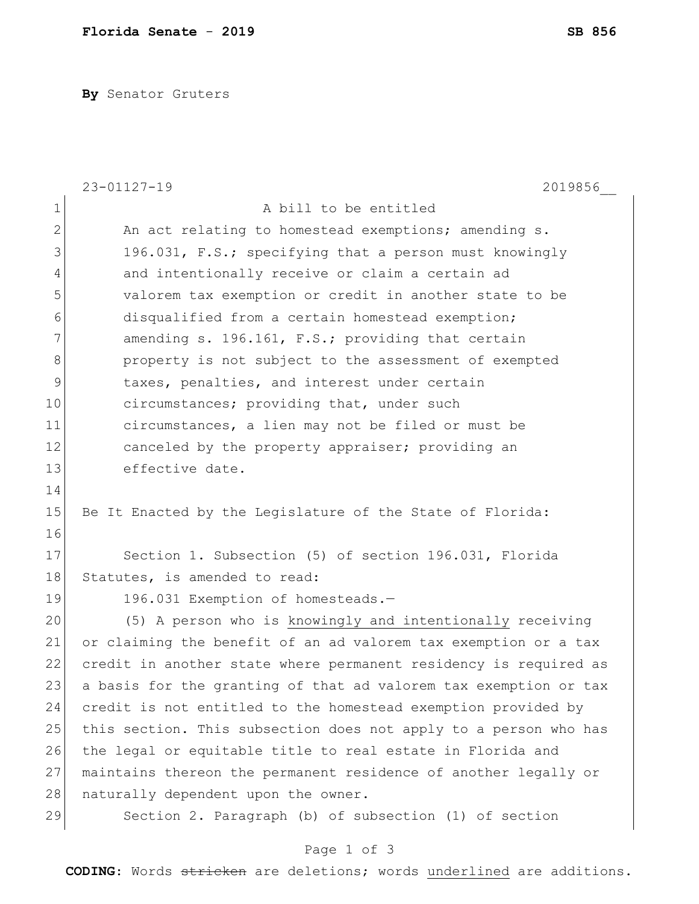**By** Senator Gruters

23-01127-19 2019856__

A bill to be entitled

An act relating to homestead exemptions; amending s. 196.031, F.S.; specifying that a person must knowingly and intentionally receive or claim a certain ad valorem tax exemption or credit in another state to be disqualified from a certain homestead exemption; amending s. 196.161, F.S.; providing that certain property is not subject to the assessment of exempted taxes, penalties, and interest under certain circumstances; providing that, under such circumstances, a lien may not be filed or must be canceled by the property appraiser; providing an effective date.

Be It Enacted by the Legislature of the State of Florida:

Section 1. Subsection (5) of section 196.031, Florida Statutes, is amended to read:

196.031 Exemption of homesteads.—

(5) A person who is <u>knowingly and intentionally</u> receiving or claiming the benefit of an ad valorem tax exemption or a tax credit in another state where permanent residency is required as a basis for the granting of that ad valorem tax exemption or tax credit is not entitled to the homestead exemption provided by this section. This subsection does not apply to a person who has the legal or equitable title to real estate in Florida and maintains thereon the permanent residence of another legally or naturally dependent upon the owner.

Section 2. Paragraph (b) of subsection (1) of section

**CODING:** Words ~~stricken~~ are deletions; words <u>underlined</u> are additions.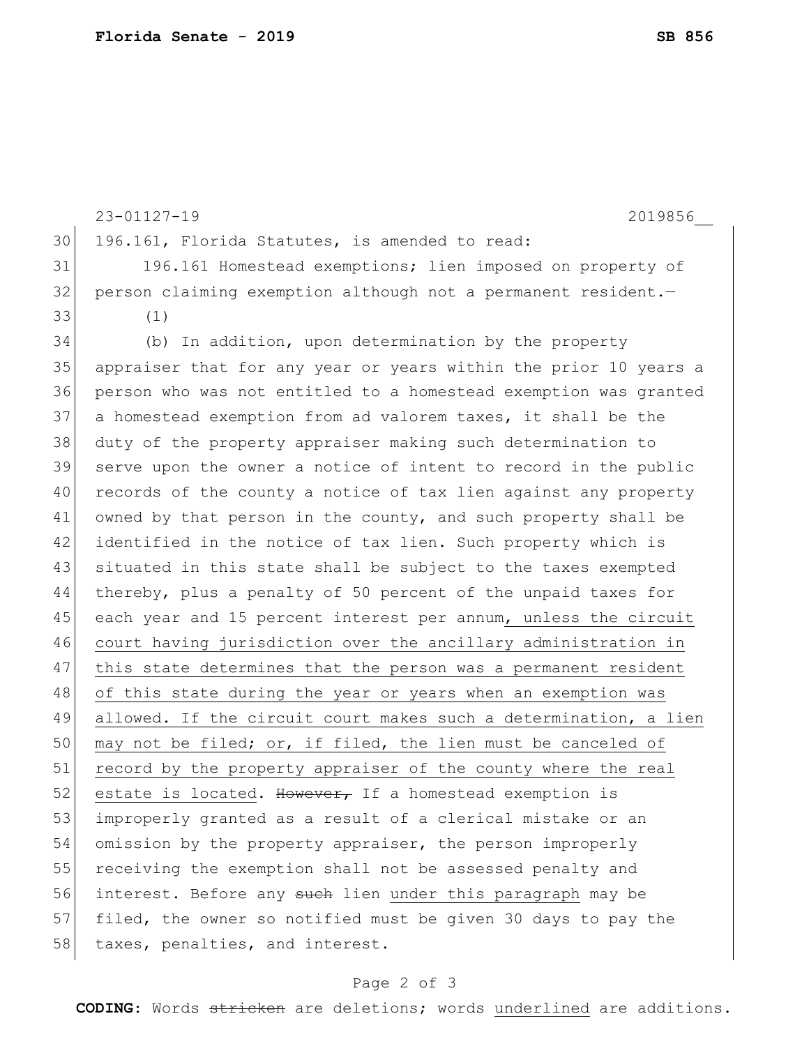23-01127-19 2019856__

196.161, Florida Statutes, is amended to read:

196.161 Homestead exemptions; lien imposed on property of person claiming exemption although not a permanent resident.—

(1)

(b) In addition, upon determination by the property appraiser that for any year or years within the prior 10 years a person who was not entitled to a homestead exemption was granted a homestead exemption from ad valorem taxes, it shall be the duty of the property appraiser making such determination to serve upon the owner a notice of intent to record in the public records of the county a notice of tax lien against any property owned by that person in the county, and such property shall be identified in the notice of tax lien. Such property which is situated in this state shall be subject to the taxes exempted thereby, plus a penalty of 50 percent of the unpaid taxes for each year and 15 percent interest per annum<u>, unless the circuit court having jurisdiction over the ancillary administration in this state determines that the person was a permanent resident of this state during the year or years when an exemption was allowed. If the circuit court makes such a determination, a lien may not be filed; or, if filed, the lien must be canceled of record by the property appraiser of the county where the real estate is located</u>. ~~However,~~ If a homestead exemption is improperly granted as a result of a clerical mistake or an omission by the property appraiser, the person improperly receiving the exemption shall not be assessed penalty and interest. Before any ~~such~~ lien <u>under this paragraph</u> may be filed, the owner so notified must be given 30 days to pay the taxes, penalties, and interest.

**CODING:** Words ~~stricken~~ are deletions; words <u>underlined</u> are additions.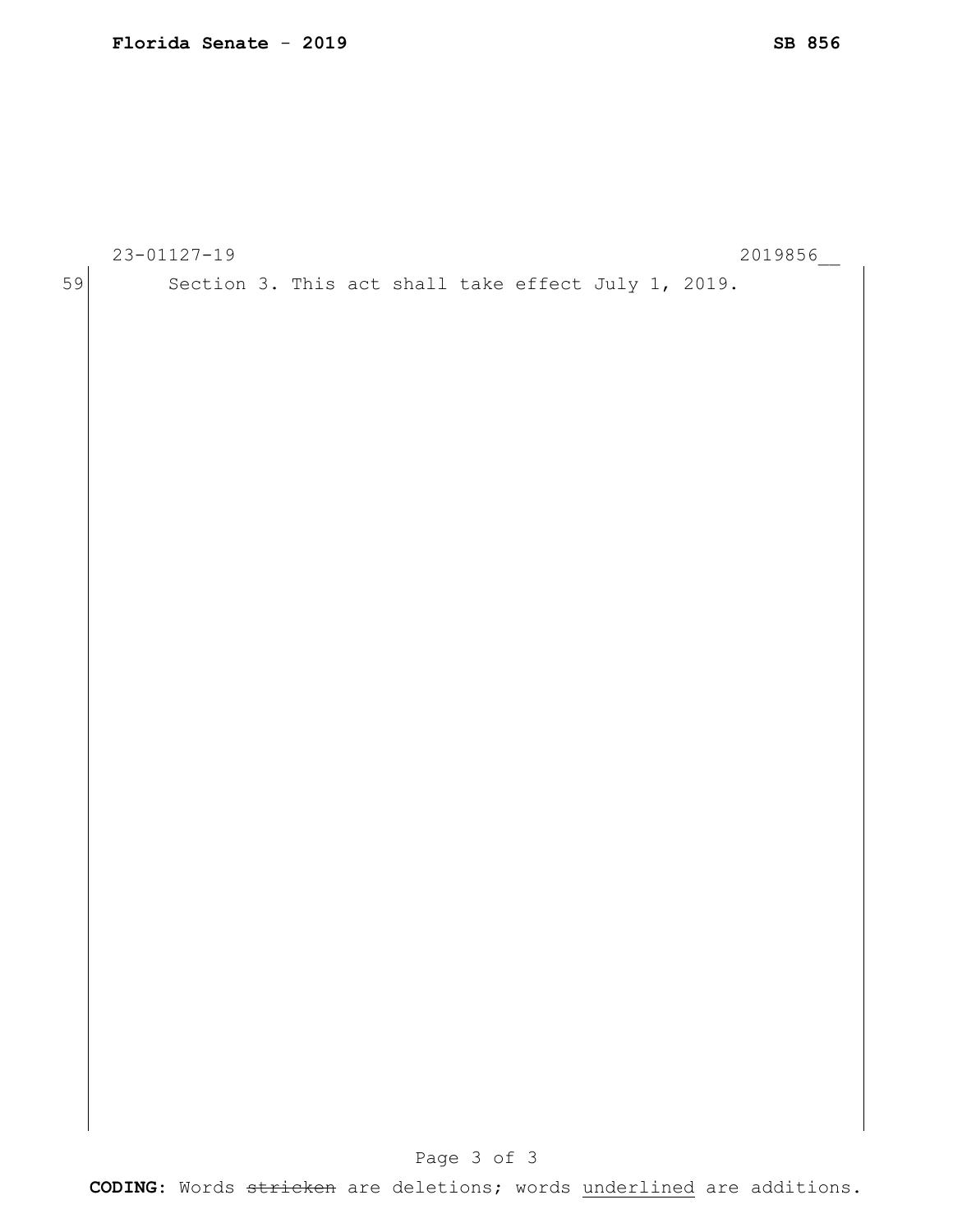23-01127-19 2019856__

59 Section 3. This act shall take effect July 1, 2019.

**CODING:** Words ~~stricken~~ are deletions; words <u>underlined</u> are additions.